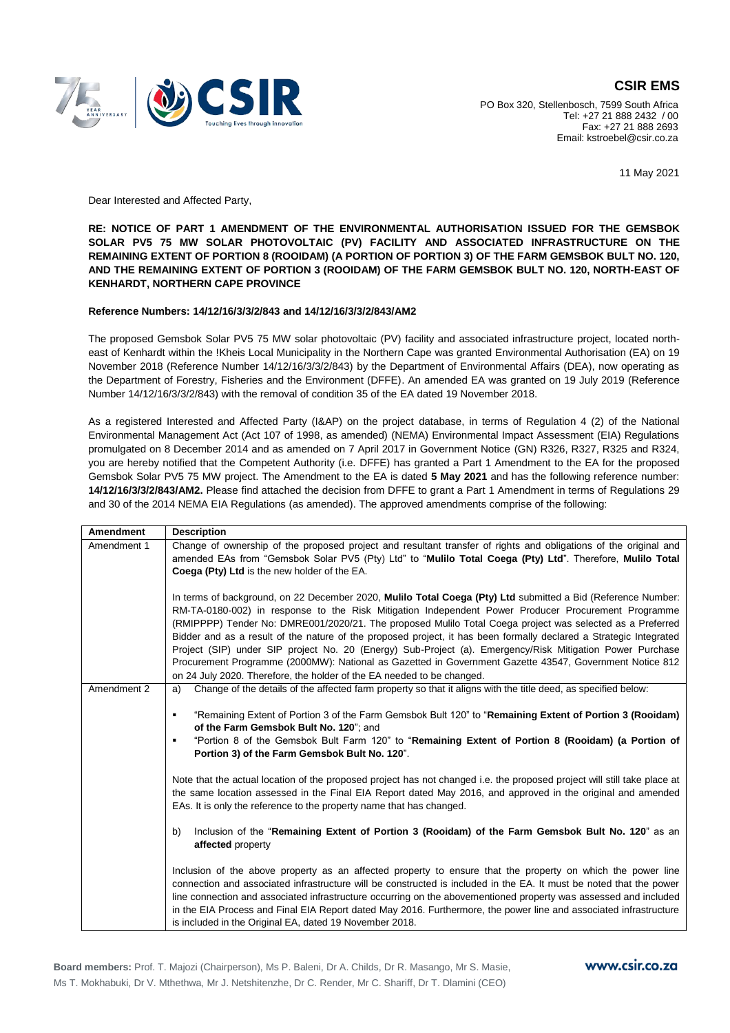**CSIR EMS**

PO Box 320, Stellenbosch, 7599 South Africa
Tel: +27 21 888 2432 / 00
Fax: +27 21 888 2693
Email: kstroebel@csir.co.za

11 May 2021

Dear Interested and Affected Party,

**RE: NOTICE OF PART 1 AMENDMENT OF THE ENVIRONMENTAL AUTHORISATION ISSUED FOR THE GEMSBOK SOLAR PV5 75 MW SOLAR PHOTOVOLTAIC (PV) FACILITY AND ASSOCIATED INFRASTRUCTURE ON THE REMAINING EXTENT OF PORTION 8 (ROOIDAM) (A PORTION OF PORTION 3) OF THE FARM GEMSBOK BULT NO. 120, AND THE REMAINING EXTENT OF PORTION 3 (ROOIDAM) OF THE FARM GEMSBOK BULT NO. 120, NORTH-EAST OF KENHARDT, NORTHERN CAPE PROVINCE**

**Reference Numbers: 14/12/16/3/3/2/843 and 14/12/16/3/3/2/843/AM2**

The proposed Gemsbok Solar PV5 75 MW solar photovoltaic (PV) facility and associated infrastructure project, located north-east of Kenhardt within the !Kheis Local Municipality in the Northern Cape was granted Environmental Authorisation (EA) on 19 November 2018 (Reference Number 14/12/16/3/3/2/843) by the Department of Environmental Affairs (DEA), now operating as the Department of Forestry, Fisheries and the Environment (DFFE). An amended EA was granted on 19 July 2019 (Reference Number 14/12/16/3/3/2/843) with the removal of condition 35 of the EA dated 19 November 2018.

As a registered Interested and Affected Party (I&AP) on the project database, in terms of Regulation 4 (2) of the National Environmental Management Act (Act 107 of 1998, as amended) (NEMA) Environmental Impact Assessment (EIA) Regulations promulgated on 8 December 2014 and as amended on 7 April 2017 in Government Notice (GN) R326, R327, R325 and R324, you are hereby notified that the Competent Authority (i.e. DFFE) has granted a Part 1 Amendment to the EA for the proposed Gemsbok Solar PV5 75 MW project. The Amendment to the EA is dated **5 May 2021** and has the following reference number: **14/12/16/3/3/2/843/AM2.** Please find attached the decision from DFFE to grant a Part 1 Amendment in terms of Regulations 29 and 30 of the 2014 NEMA EIA Regulations (as amended). The approved amendments comprise of the following:

| Amendment | Description |
|---|---|
| Amendment 1 | Change of ownership of the proposed project and resultant transfer of rights and obligations of the original and amended EAs from "Gemsbok Solar PV5 (Pty) Ltd" to "**Mulilo Total Coega (Pty) Ltd**". Therefore, **Mulilo Total Coega (Pty) Ltd** is the new holder of the EA.<br><br>In terms of background, on 22 December 2020, **Mulilo Total Coega (Pty) Ltd** submitted a Bid (Reference Number: RM-TA-0180-002) in response to the Risk Mitigation Independent Power Producer Procurement Programme (RMIPPPP) Tender No: DMRE001/2020/21. The proposed Mulilo Total Coega project was selected as a Preferred Bidder and as a result of the nature of the proposed project, it has been formally declared a Strategic Integrated Project (SIP) under SIP project No. 20 (Energy) Sub-Project (a). Emergency/Risk Mitigation Power Purchase Procurement Programme (2000MW): National as Gazetted in Government Gazette 43547, Government Notice 812 on 24 July 2020. Therefore, the holder of the EA needed to be changed. |
| Amendment 2 | a) Change of the details of the affected farm property so that it aligns with the title deed, as specified below:<br><br>▪ "Remaining Extent of Portion 3 of the Farm Gemsbok Bult 120" to "**Remaining Extent of Portion 3 (Rooidam) of the Farm Gemsbok Bult No. 120**"; and<br>▪ "Portion 8 of the Gemsbok Bult Farm 120" to "**Remaining Extent of Portion 8 (Rooidam) (a Portion of Portion 3) of the Farm Gemsbok Bult No. 120**".<br><br>Note that the actual location of the proposed project has not changed i.e. the proposed project will still take place at the same location assessed in the Final EIA Report dated May 2016, and approved in the original and amended EAs. It is only the reference to the property name that has changed.<br><br>b) Inclusion of the "**Remaining Extent of Portion 3 (Rooidam) of the Farm Gemsbok Bult No. 120**" as an **affected** property<br><br>Inclusion of the above property as an affected property to ensure that the property on which the power line connection and associated infrastructure will be constructed is included in the EA. It must be noted that the power line connection and associated infrastructure occurring on the abovementioned property was assessed and included in the EIA Process and Final EIA Report dated May 2016. Furthermore, the power line and associated infrastructure is included in the Original EA, dated 19 November 2018. |

**Board members:** Prof. T. Majozi (Chairperson), Ms P. Baleni, Dr A. Childs, Dr R. Masango, Mr S. Masie, Ms T. Mokhabuki, Dr V. Mthethwa, Mr J. Netshitenzhe, Dr C. Render, Mr C. Shariff, Dr T. Dlamini (CEO)

www.csir.co.za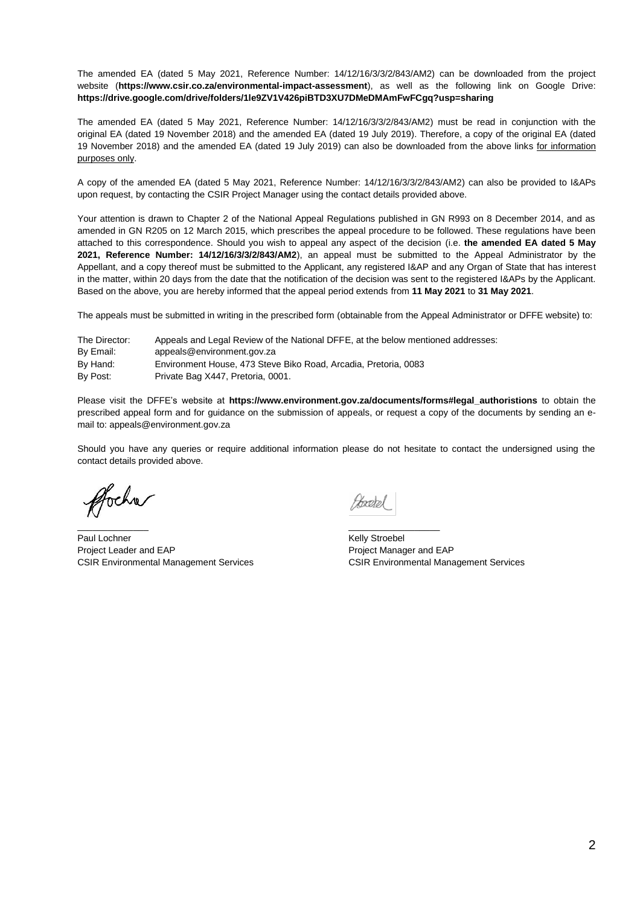The amended EA (dated 5 May 2021, Reference Number: 14/12/16/3/3/2/843/AM2) can be downloaded from the project website (**https://www.csir.co.za/environmental-impact-assessment**), as well as the following link on Google Drive: **https://drive.google.com/drive/folders/1le9ZV1V426piBTD3XU7DMeDMAmFwFCgq?usp=sharing**

The amended EA (dated 5 May 2021, Reference Number: 14/12/16/3/3/2/843/AM2) must be read in conjunction with the original EA (dated 19 November 2018) and the amended EA (dated 19 July 2019). Therefore, a copy of the original EA (dated 19 November 2018) and the amended EA (dated 19 July 2019) can also be downloaded from the above links for information purposes only.

A copy of the amended EA (dated 5 May 2021, Reference Number: 14/12/16/3/3/2/843/AM2) can also be provided to I&APs upon request, by contacting the CSIR Project Manager using the contact details provided above.

Your attention is drawn to Chapter 2 of the National Appeal Regulations published in GN R993 on 8 December 2014, and as amended in GN R205 on 12 March 2015, which prescribes the appeal procedure to be followed. These regulations have been attached to this correspondence. Should you wish to appeal any aspect of the decision (i.e. **the amended EA dated 5 May 2021, Reference Number: 14/12/16/3/3/2/843/AM2**), an appeal must be submitted to the Appeal Administrator by the Appellant, and a copy thereof must be submitted to the Applicant, any registered I&AP and any Organ of State that has interest in the matter, within 20 days from the date that the notification of the decision was sent to the registered I&APs by the Applicant. Based on the above, you are hereby informed that the appeal period extends from **11 May 2021** to **31 May 2021**.

The appeals must be submitted in writing in the prescribed form (obtainable from the Appeal Administrator or DFFE website) to:

The Director: Appeals and Legal Review of the National DFFE, at the below mentioned addresses:
By Email: appeals@environment.gov.za
By Hand: Environment House, 473 Steve Biko Road, Arcadia, Pretoria, 0083
By Post: Private Bag X447, Pretoria, 0001.

Please visit the DFFE's website at **https://www.environment.gov.za/documents/forms#legal_authoristions** to obtain the prescribed appeal form and for guidance on the submission of appeals, or request a copy of the documents by sending an e-mail to: appeals@environment.gov.za

Should you have any queries or require additional information please do not hesitate to contact the undersigned using the contact details provided above.

Paul Lochner
Project Leader and EAP
CSIR Environmental Management Services

Kelly Stroebel
Project Manager and EAP
CSIR Environmental Management Services